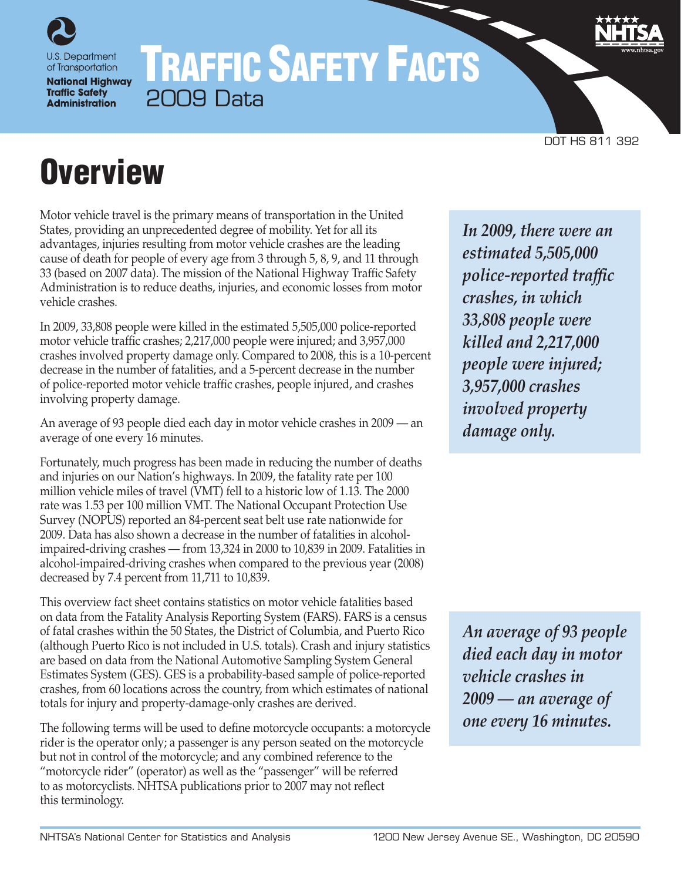U.S. Department of Transportation
**National Highway Traffic Safety Administration**

# Traffic Safety Facts
2009 Data

DOT HS 811 392

# Overview

Motor vehicle travel is the primary means of transportation in the United States, providing an unprecedented degree of mobility. Yet for all its advantages, injuries resulting from motor vehicle crashes are the leading cause of death for people of every age from 3 through 5, 8, 9, and 11 through 33 (based on 2007 data). The mission of the National Highway Traffic Safety Administration is to reduce deaths, injuries, and economic losses from motor vehicle crashes.

In 2009, 33,808 people were killed in the estimated 5,505,000 police-reported motor vehicle traffic crashes; 2,217,000 people were injured; and 3,957,000 crashes involved property damage only. Compared to 2008, this is a 10-percent decrease in the number of fatalities, and a 5-percent decrease in the number of police-reported motor vehicle traffic crashes, people injured, and crashes involving property damage.

An average of 93 people died each day in motor vehicle crashes in 2009 — an average of one every 16 minutes.

Fortunately, much progress has been made in reducing the number of deaths and injuries on our Nation's highways. In 2009, the fatality rate per 100 million vehicle miles of travel (VMT) fell to a historic low of 1.13. The 2000 rate was 1.53 per 100 million VMT. The National Occupant Protection Use Survey (NOPUS) reported an 84-percent seat belt use rate nationwide for 2009. Data has also shown a decrease in the number of fatalities in alcohol-impaired-driving crashes — from 13,324 in 2000 to 10,839 in 2009. Fatalities in alcohol-impaired-driving crashes when compared to the previous year (2008) decreased by 7.4 percent from 11,711 to 10,839.

This overview fact sheet contains statistics on motor vehicle fatalities based on data from the Fatality Analysis Reporting System (FARS). FARS is a census of fatal crashes within the 50 States, the District of Columbia, and Puerto Rico (although Puerto Rico is not included in U.S. totals). Crash and injury statistics are based on data from the National Automotive Sampling System General Estimates System (GES). GES is a probability-based sample of police-reported crashes, from 60 locations across the country, from which estimates of national totals for injury and property-damage-only crashes are derived.

The following terms will be used to define motorcycle occupants: a motorcycle rider is the operator only; a passenger is any person seated on the motorcycle but not in control of the motorcycle; and any combined reference to the "motorcycle rider" (operator) as well as the "passenger" will be referred to as motorcyclists. NHTSA publications prior to 2007 may not reflect this terminology.

***In 2009, there were an estimated 5,505,000 police-reported traffic crashes, in which 33,808 people were killed and 2,217,000 people were injured; 3,957,000 crashes involved property damage only.***

***An average of 93 people died each day in motor vehicle crashes in 2009 — an average of one every 16 minutes.***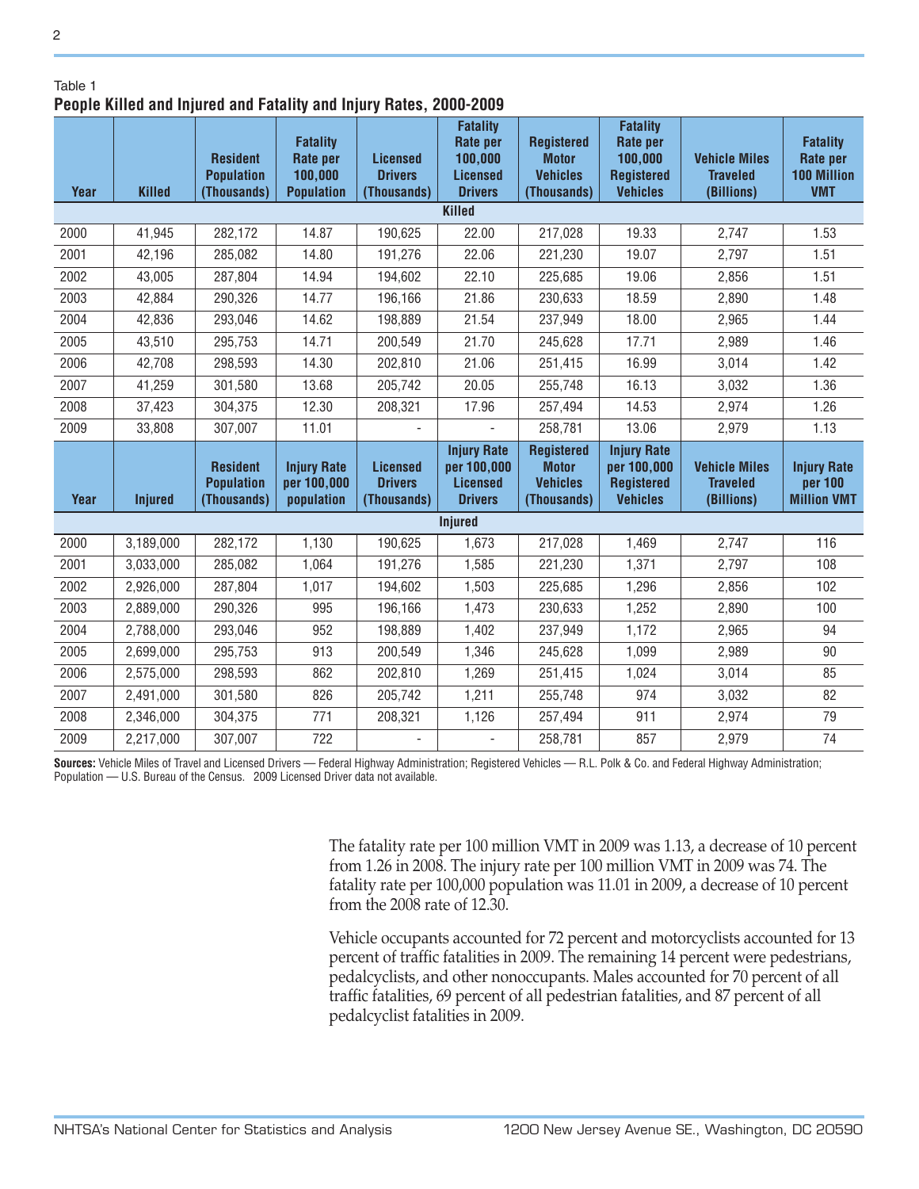Table 1

**People Killed and Injured and Fatality and Injury Rates, 2000-2009**

| Year | Killed | Resident Population (Thousands) | Fatality Rate per 100,000 Population | Licensed Drivers (Thousands) | Fatality Rate per 100,000 Licensed Drivers | Registered Motor Vehicles (Thousands) | Fatality Rate per 100,000 Registered Vehicles | Vehicle Miles Traveled (Billions) | Fatality Rate per 100 Million VMT |
|---|---|---|---|---|---|---|---|---|---|
| | | | | | **Killed** | | | | |
| 2000 | 41,945 | 282,172 | 14.87 | 190,625 | 22.00 | 217,028 | 19.33 | 2,747 | 1.53 |
| 2001 | 42,196 | 285,082 | 14.80 | 191,276 | 22.06 | 221,230 | 19.07 | 2,797 | 1.51 |
| 2002 | 43,005 | 287,804 | 14.94 | 194,602 | 22.10 | 225,685 | 19.06 | 2,856 | 1.51 |
| 2003 | 42,884 | 290,326 | 14.77 | 196,166 | 21.86 | 230,633 | 18.59 | 2,890 | 1.48 |
| 2004 | 42,836 | 293,046 | 14.62 | 198,889 | 21.54 | 237,949 | 18.00 | 2,965 | 1.44 |
| 2005 | 43,510 | 295,753 | 14.71 | 200,549 | 21.70 | 245,628 | 17.71 | 2,989 | 1.46 |
| 2006 | 42,708 | 298,593 | 14.30 | 202,810 | 21.06 | 251,415 | 16.99 | 3,014 | 1.42 |
| 2007 | 41,259 | 301,580 | 13.68 | 205,742 | 20.05 | 255,748 | 16.13 | 3,032 | 1.36 |
| 2008 | 37,423 | 304,375 | 12.30 | 208,321 | 17.96 | 257,494 | 14.53 | 2,974 | 1.26 |
| 2009 | 33,808 | 307,007 | 11.01 | - | - | 258,781 | 13.06 | 2,979 | 1.13 |
| **Year** | **Injured** | **Resident Population (Thousands)** | **Injury Rate per 100,000 population** | **Licensed Drivers (Thousands)** | **Injury Rate per 100,000 Licensed Drivers** | **Registered Motor Vehicles (Thousands)** | **Injury Rate per 100,000 Registered Vehicles** | **Vehicle Miles Traveled (Billions)** | **Injury Rate per 100 Million VMT** |
| | | | | | **Injured** | | | | |
| 2000 | 3,189,000 | 282,172 | 1,130 | 190,625 | 1,673 | 217,028 | 1,469 | 2,747 | 116 |
| 2001 | 3,033,000 | 285,082 | 1,064 | 191,276 | 1,585 | 221,230 | 1,371 | 2,797 | 108 |
| 2002 | 2,926,000 | 287,804 | 1,017 | 194,602 | 1,503 | 225,685 | 1,296 | 2,856 | 102 |
| 2003 | 2,889,000 | 290,326 | 995 | 196,166 | 1,473 | 230,633 | 1,252 | 2,890 | 100 |
| 2004 | 2,788,000 | 293,046 | 952 | 198,889 | 1,402 | 237,949 | 1,172 | 2,965 | 94 |
| 2005 | 2,699,000 | 295,753 | 913 | 200,549 | 1,346 | 245,628 | 1,099 | 2,989 | 90 |
| 2006 | 2,575,000 | 298,593 | 862 | 202,810 | 1,269 | 251,415 | 1,024 | 3,014 | 85 |
| 2007 | 2,491,000 | 301,580 | 826 | 205,742 | 1,211 | 255,748 | 974 | 3,032 | 82 |
| 2008 | 2,346,000 | 304,375 | 771 | 208,321 | 1,126 | 257,494 | 911 | 2,974 | 79 |
| 2009 | 2,217,000 | 307,007 | 722 | - | - | 258,781 | 857 | 2,979 | 74 |

**Sources:** Vehicle Miles of Travel and Licensed Drivers — Federal Highway Administration; Registered Vehicles — R.L. Polk & Co. and Federal Highway Administration; Population — U.S. Bureau of the Census. 2009 Licensed Driver data not available.

The fatality rate per 100 million VMT in 2009 was 1.13, a decrease of 10 percent from 1.26 in 2008. The injury rate per 100 million VMT in 2009 was 74. The fatality rate per 100,000 population was 11.01 in 2009, a decrease of 10 percent from the 2008 rate of 12.30.

Vehicle occupants accounted for 72 percent and motorcyclists accounted for 13 percent of traffic fatalities in 2009. The remaining 14 percent were pedestrians, pedalcyclists, and other nonoccupants. Males accounted for 70 percent of all traffic fatalities, 69 percent of all pedestrian fatalities, and 87 percent of all pedalcyclist fatalities in 2009.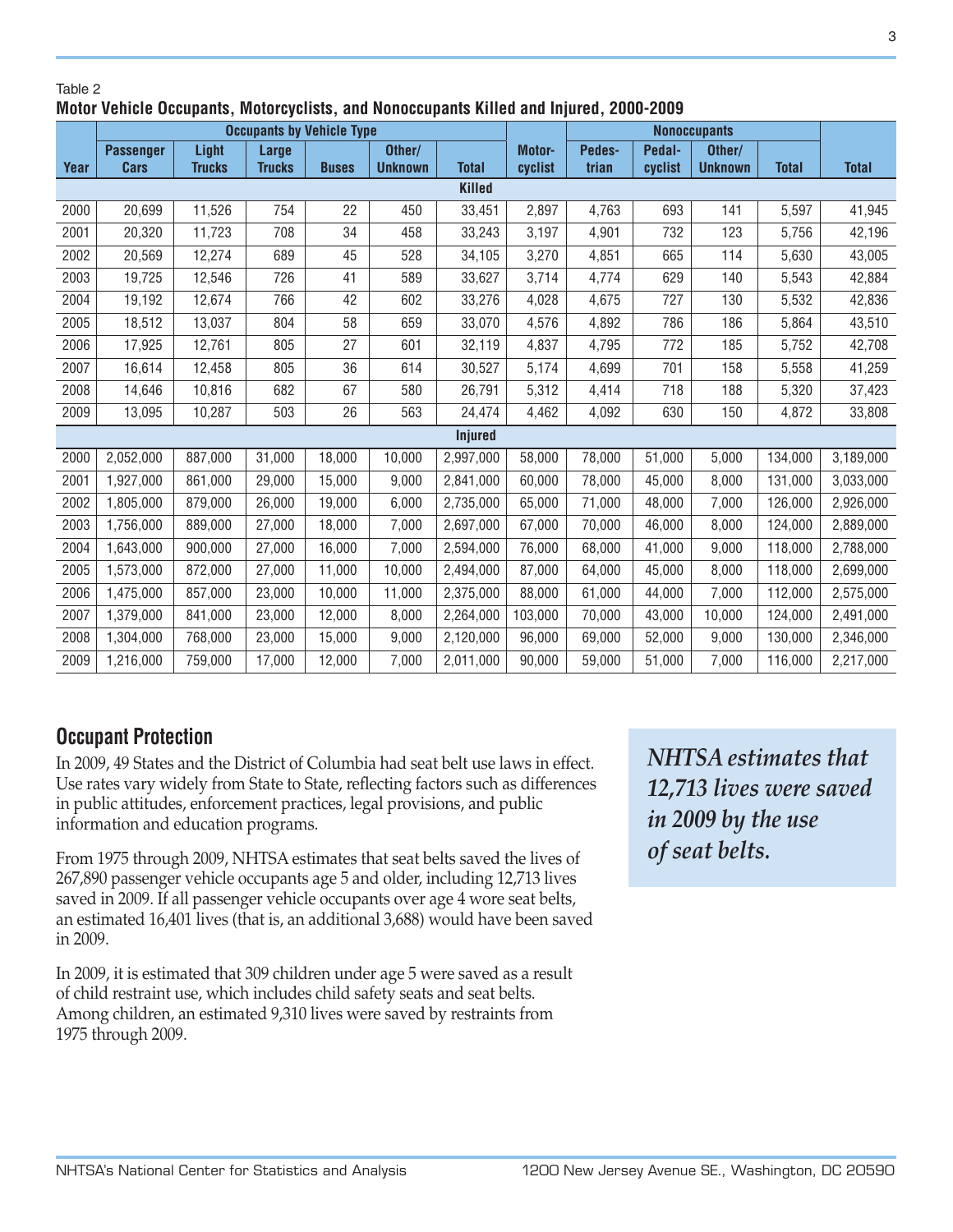Table 2

**Motor Vehicle Occupants, Motorcyclists, and Nonoccupants Killed and Injured, 2000-2009**

| Year | Occupants by Vehicle Type | | | | | | Motor-cyclist | Nonoccupants | | | | Total |
|---|---|---|---|---|---|---|---|---|---|---|---|---|
| | Passenger Cars | Light Trucks | Large Trucks | Buses | Other/ Unknown | Total | | Pedes-trian | Pedal-cyclist | Other/ Unknown | Total | |
| **Killed** | | | | | | | | | | | | |
| 2000 | 20,699 | 11,526 | 754 | 22 | 450 | 33,451 | 2,897 | 4,763 | 693 | 141 | 5,597 | 41,945 |
| 2001 | 20,320 | 11,723 | 708 | 34 | 458 | 33,243 | 3,197 | 4,901 | 732 | 123 | 5,756 | 42,196 |
| 2002 | 20,569 | 12,274 | 689 | 45 | 528 | 34,105 | 3,270 | 4,851 | 665 | 114 | 5,630 | 43,005 |
| 2003 | 19,725 | 12,546 | 726 | 41 | 589 | 33,627 | 3,714 | 4,774 | 629 | 140 | 5,543 | 42,884 |
| 2004 | 19,192 | 12,674 | 766 | 42 | 602 | 33,276 | 4,028 | 4,675 | 727 | 130 | 5,532 | 42,836 |
| 2005 | 18,512 | 13,037 | 804 | 58 | 659 | 33,070 | 4,576 | 4,892 | 786 | 186 | 5,864 | 43,510 |
| 2006 | 17,925 | 12,761 | 805 | 27 | 601 | 32,119 | 4,837 | 4,795 | 772 | 185 | 5,752 | 42,708 |
| 2007 | 16,614 | 12,458 | 805 | 36 | 614 | 30,527 | 5,174 | 4,699 | 701 | 158 | 5,558 | 41,259 |
| 2008 | 14,646 | 10,816 | 682 | 67 | 580 | 26,791 | 5,312 | 4,414 | 718 | 188 | 5,320 | 37,423 |
| 2009 | 13,095 | 10,287 | 503 | 26 | 563 | 24,474 | 4,462 | 4,092 | 630 | 150 | 4,872 | 33,808 |
| **Injured** | | | | | | | | | | | | |
| 2000 | 2,052,000 | 887,000 | 31,000 | 18,000 | 10,000 | 2,997,000 | 58,000 | 78,000 | 51,000 | 5,000 | 134,000 | 3,189,000 |
| 2001 | 1,927,000 | 861,000 | 29,000 | 15,000 | 9,000 | 2,841,000 | 60,000 | 78,000 | 45,000 | 8,000 | 131,000 | 3,033,000 |
| 2002 | 1,805,000 | 879,000 | 26,000 | 19,000 | 6,000 | 2,735,000 | 65,000 | 71,000 | 48,000 | 7,000 | 126,000 | 2,926,000 |
| 2003 | 1,756,000 | 889,000 | 27,000 | 18,000 | 7,000 | 2,697,000 | 67,000 | 70,000 | 46,000 | 8,000 | 124,000 | 2,889,000 |
| 2004 | 1,643,000 | 900,000 | 27,000 | 16,000 | 7,000 | 2,594,000 | 76,000 | 68,000 | 41,000 | 9,000 | 118,000 | 2,788,000 |
| 2005 | 1,573,000 | 872,000 | 27,000 | 11,000 | 10,000 | 2,494,000 | 87,000 | 64,000 | 45,000 | 8,000 | 118,000 | 2,699,000 |
| 2006 | 1,475,000 | 857,000 | 23,000 | 10,000 | 11,000 | 2,375,000 | 88,000 | 61,000 | 44,000 | 7,000 | 112,000 | 2,575,000 |
| 2007 | 1,379,000 | 841,000 | 23,000 | 12,000 | 8,000 | 2,264,000 | 103,000 | 70,000 | 43,000 | 10,000 | 124,000 | 2,491,000 |
| 2008 | 1,304,000 | 768,000 | 23,000 | 15,000 | 9,000 | 2,120,000 | 96,000 | 69,000 | 52,000 | 9,000 | 130,000 | 2,346,000 |
| 2009 | 1,216,000 | 759,000 | 17,000 | 12,000 | 7,000 | 2,011,000 | 90,000 | 59,000 | 51,000 | 7,000 | 116,000 | 2,217,000 |

## Occupant Protection

In 2009, 49 States and the District of Columbia had seat belt use laws in effect. Use rates vary widely from State to State, reflecting factors such as differences in public attitudes, enforcement practices, legal provisions, and public information and education programs.

From 1975 through 2009, NHTSA estimates that seat belts saved the lives of 267,890 passenger vehicle occupants age 5 and older, including 12,713 lives saved in 2009. If all passenger vehicle occupants over age 4 wore seat belts, an estimated 16,401 lives (that is, an additional 3,688) would have been saved in 2009.

In 2009, it is estimated that 309 children under age 5 were saved as a result of child restraint use, which includes child safety seats and seat belts. Among children, an estimated 9,310 lives were saved by restraints from 1975 through 2009.

***NHTSA estimates that 12,713 lives were saved in 2009 by the use of seat belts.***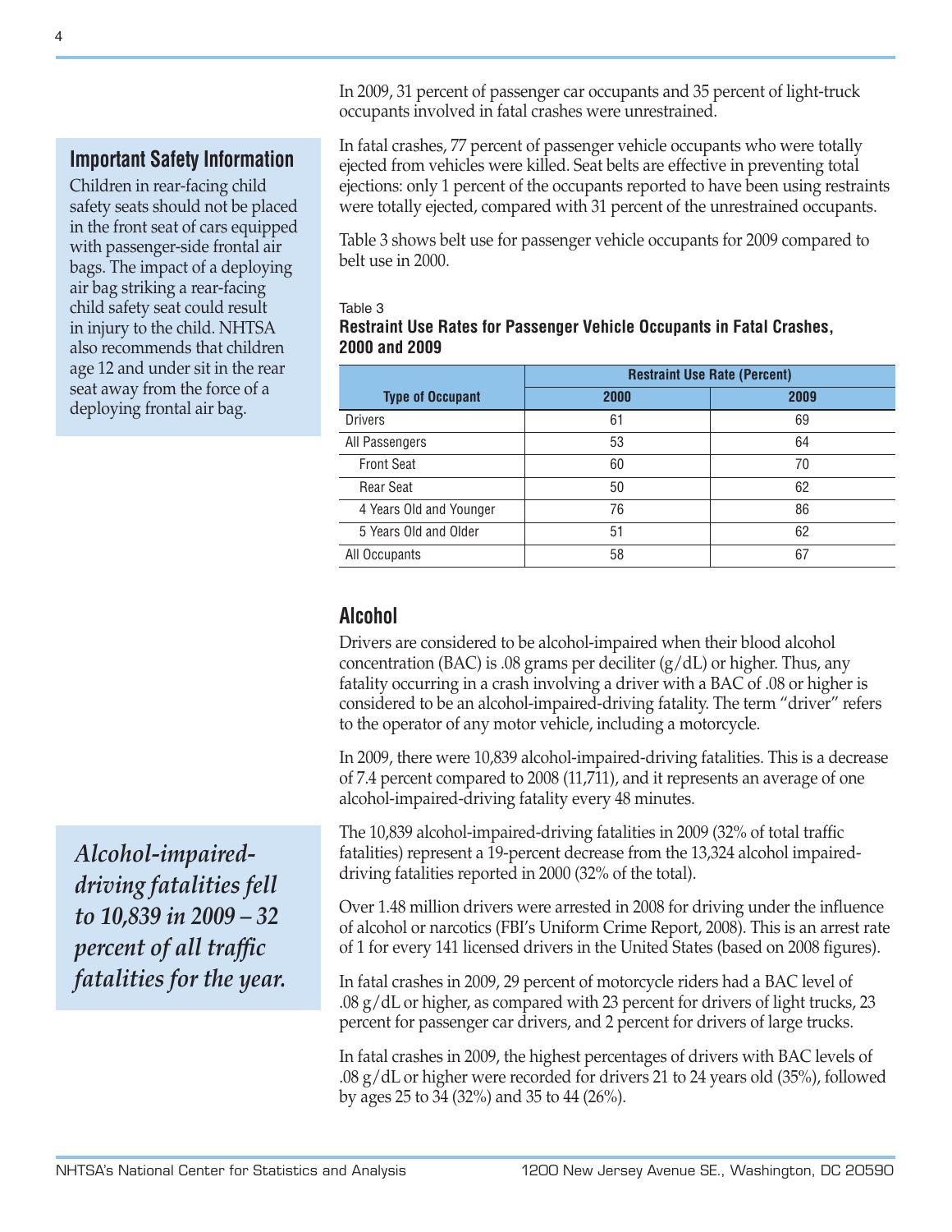In 2009, 31 percent of passenger car occupants and 35 percent of light-truck occupants involved in fatal crashes were unrestrained.

### Important Safety Information

Children in rear-facing child safety seats should not be placed in the front seat of cars equipped with passenger-side frontal air bags. The impact of a deploying air bag striking a rear-facing child safety seat could result in injury to the child. NHTSA also recommends that children age 12 and under sit in the rear seat away from the force of a deploying frontal air bag.

In fatal crashes, 77 percent of passenger vehicle occupants who were totally ejected from vehicles were killed. Seat belts are effective in preventing total ejections: only 1 percent of the occupants reported to have been using restraints were totally ejected, compared with 31 percent of the unrestrained occupants.

Table 3 shows belt use for passenger vehicle occupants for 2009 compared to belt use in 2000.

Table 3

**Restraint Use Rates for Passenger Vehicle Occupants in Fatal Crashes, 2000 and 2009**

| Type of Occupant | Restraint Use Rate (Percent) | |
|---|---|---|
| | 2000 | 2009 |
| Drivers | 61 | 69 |
| All Passengers | 53 | 64 |
| Front Seat | 60 | 70 |
| Rear Seat | 50 | 62 |
| 4 Years Old and Younger | 76 | 86 |
| 5 Years Old and Older | 51 | 62 |
| All Occupants | 58 | 67 |

## Alcohol

Drivers are considered to be alcohol-impaired when their blood alcohol concentration (BAC) is .08 grams per deciliter (g/dL) or higher. Thus, any fatality occurring in a crash involving a driver with a BAC of .08 or higher is considered to be an alcohol-impaired-driving fatality. The term "driver" refers to the operator of any motor vehicle, including a motorcycle.

In 2009, there were 10,839 alcohol-impaired-driving fatalities. This is a decrease of 7.4 percent compared to 2008 (11,711), and it represents an average of one alcohol-impaired-driving fatality every 48 minutes.

*Alcohol-impaired-driving fatalities fell to 10,839 in 2009 – 32 percent of all traffic fatalities for the year.*

The 10,839 alcohol-impaired-driving fatalities in 2009 (32% of total traffic fatalities) represent a 19-percent decrease from the 13,324 alcohol impaired-driving fatalities reported in 2000 (32% of the total).

Over 1.48 million drivers were arrested in 2008 for driving under the influence of alcohol or narcotics (FBI's Uniform Crime Report, 2008). This is an arrest rate of 1 for every 141 licensed drivers in the United States (based on 2008 figures).

In fatal crashes in 2009, 29 percent of motorcycle riders had a BAC level of .08 g/dL or higher, as compared with 23 percent for drivers of light trucks, 23 percent for passenger car drivers, and 2 percent for drivers of large trucks.

In fatal crashes in 2009, the highest percentages of drivers with BAC levels of .08 g/dL or higher were recorded for drivers 21 to 24 years old (35%), followed by ages 25 to 34 (32%) and 35 to 44 (26%).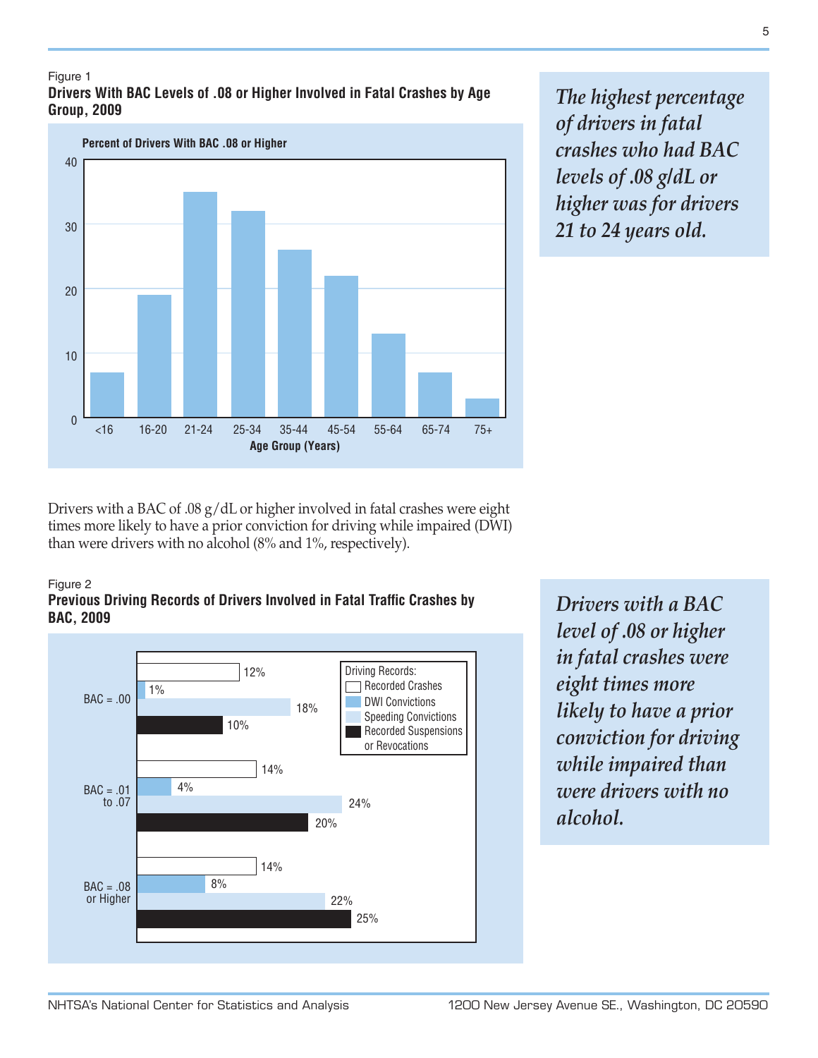Figure 1

**Drivers With BAC Levels of .08 or Higher Involved in Fatal Crashes by Age Group, 2009**

*The highest percentage of drivers in fatal crashes who had BAC levels of .08 g/dL or higher was for drivers 21 to 24 years old.*

Drivers with a BAC of .08 g/dL or higher involved in fatal crashes were eight times more likely to have a prior conviction for driving while impaired (DWI) than were drivers with no alcohol (8% and 1%, respectively).

Figure 2

**Previous Driving Records of Drivers Involved in Fatal Traffic Crashes by BAC, 2009**

| BAC | Recorded Crashes | DWI Convictions | Speeding Convictions | Recorded Suspensions or Revocations |
|---|---|---|---|---|
| BAC = .00 | 12% | 1% | 18% | 10% |
| BAC = .01 to .07 | 14% | 4% | 24% | 20% |
| BAC = .08 or Higher | 14% | 8% | 22% | 25% |

*Drivers with a BAC level of .08 or higher in fatal crashes were eight times more likely to have a prior conviction for driving while impaired than were drivers with no alcohol.*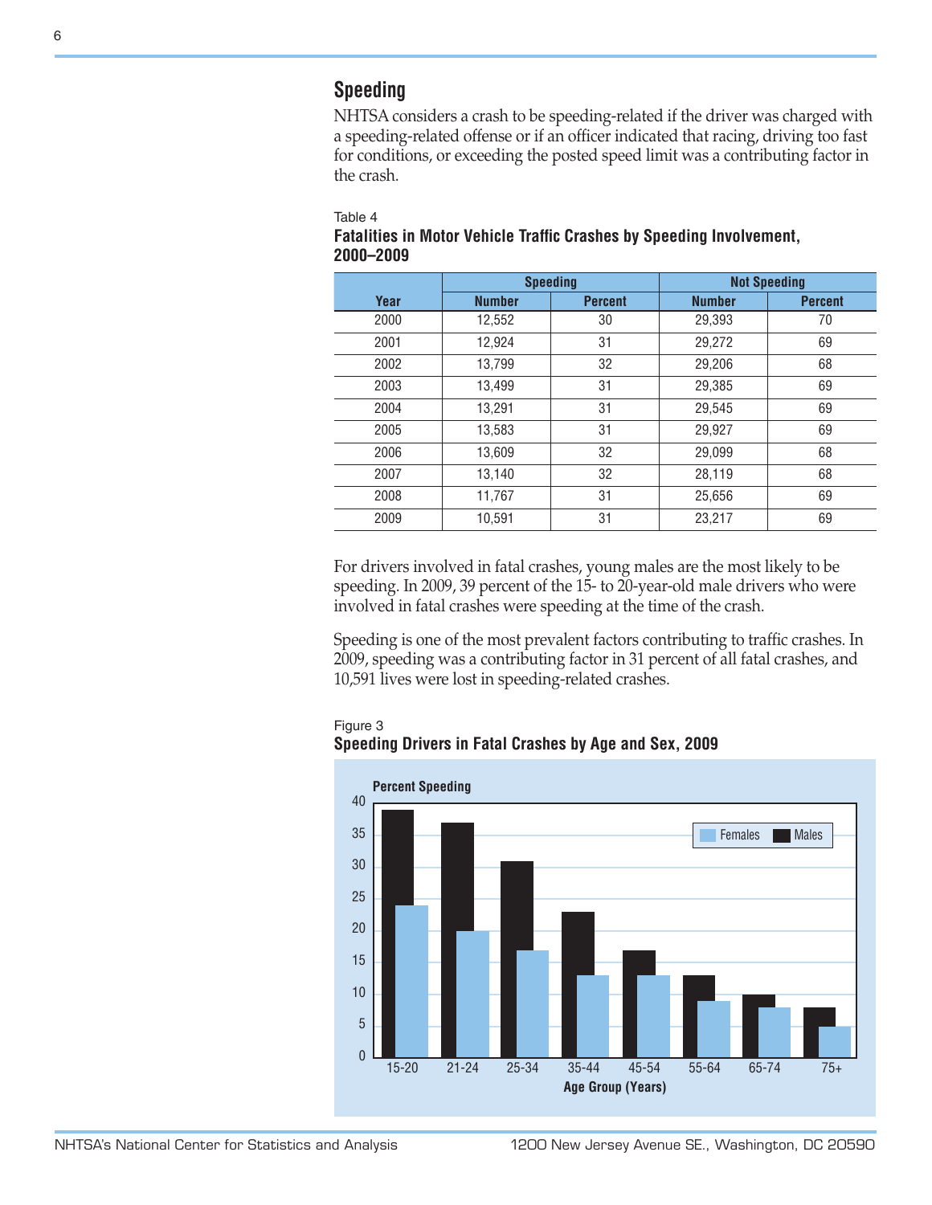## Speeding

NHTSA considers a crash to be speeding-related if the driver was charged with a speeding-related offense or if an officer indicated that racing, driving too fast for conditions, or exceeding the posted speed limit was a contributing factor in the crash.

Table 4
**Fatalities in Motor Vehicle Traffic Crashes by Speeding Involvement, 2000–2009**

| Year | Speeding | | Not Speeding | |
|---|---|---|---|---|
| | Number | Percent | Number | Percent |
| 2000 | 12,552 | 30 | 29,393 | 70 |
| 2001 | 12,924 | 31 | 29,272 | 69 |
| 2002 | 13,799 | 32 | 29,206 | 68 |
| 2003 | 13,499 | 31 | 29,385 | 69 |
| 2004 | 13,291 | 31 | 29,545 | 69 |
| 2005 | 13,583 | 31 | 29,927 | 69 |
| 2006 | 13,609 | 32 | 29,099 | 68 |
| 2007 | 13,140 | 32 | 28,119 | 68 |
| 2008 | 11,767 | 31 | 25,656 | 69 |
| 2009 | 10,591 | 31 | 23,217 | 69 |

For drivers involved in fatal crashes, young males are the most likely to be speeding. In 2009, 39 percent of the 15- to 20-year-old male drivers who were involved in fatal crashes were speeding at the time of the crash.

Speeding is one of the most prevalent factors contributing to traffic crashes. In 2009, speeding was a contributing factor in 31 percent of all fatal crashes, and 10,591 lives were lost in speeding-related crashes.

Figure 3
**Speeding Drivers in Fatal Crashes by Age and Sex, 2009**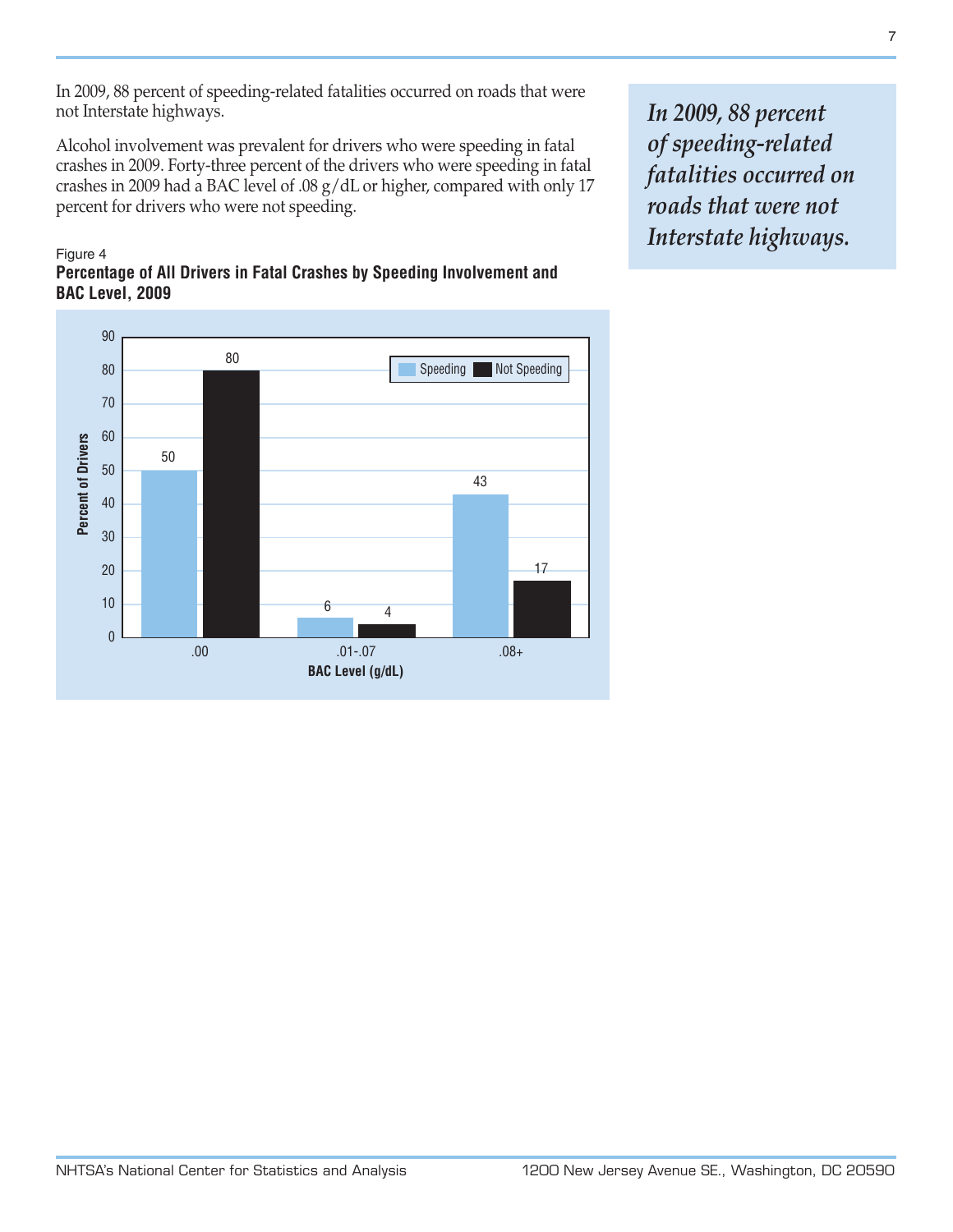In 2009, 88 percent of speeding-related fatalities occurred on roads that were not Interstate highways.

Alcohol involvement was prevalent for drivers who were speeding in fatal crashes in 2009. Forty-three percent of the drivers who were speeding in fatal crashes in 2009 had a BAC level of .08 g/dL or higher, compared with only 17 percent for drivers who were not speeding.

*In 2009, 88 percent of speeding-related fatalities occurred on roads that were not Interstate highways.*

Figure 4
**Percentage of All Drivers in Fatal Crashes by Speeding Involvement and BAC Level, 2009**

| BAC Level (g/dL) | Speeding | Not Speeding |
|---|---|---|
| .00 | 50 | 80 |
| .01-.07 | 6 | 4 |
| .08+ | 43 | 17 |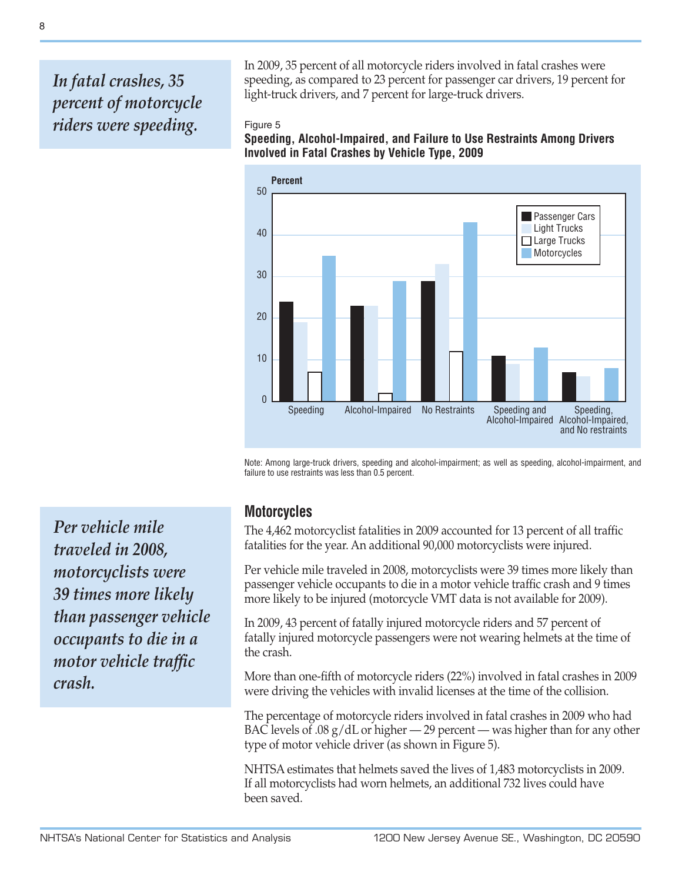*In fatal crashes, 35 percent of motorcycle riders were speeding.*

In 2009, 35 percent of all motorcycle riders involved in fatal crashes were speeding, as compared to 23 percent for passenger car drivers, 19 percent for light-truck drivers, and 7 percent for large-truck drivers.

Figure 5

**Speeding, Alcohol-Impaired, and Failure to Use Restraints Among Drivers Involved in Fatal Crashes by Vehicle Type, 2009**

Note: Among large-truck drivers, speeding and alcohol-impairment; as well as speeding, alcohol-impairment, and failure to use restraints was less than 0.5 percent.

## Motorcycles

*Per vehicle mile traveled in 2008, motorcyclists were 39 times more likely than passenger vehicle occupants to die in a motor vehicle traffic crash.*

The 4,462 motorcyclist fatalities in 2009 accounted for 13 percent of all traffic fatalities for the year. An additional 90,000 motorcyclists were injured.

Per vehicle mile traveled in 2008, motorcyclists were 39 times more likely than passenger vehicle occupants to die in a motor vehicle traffic crash and 9 times more likely to be injured (motorcycle VMT data is not available for 2009).

In 2009, 43 percent of fatally injured motorcycle riders and 57 percent of fatally injured motorcycle passengers were not wearing helmets at the time of the crash.

More than one-fifth of motorcycle riders (22%) involved in fatal crashes in 2009 were driving the vehicles with invalid licenses at the time of the collision.

The percentage of motorcycle riders involved in fatal crashes in 2009 who had BAC levels of .08 g/dL or higher — 29 percent — was higher than for any other type of motor vehicle driver (as shown in Figure 5).

NHTSA estimates that helmets saved the lives of 1,483 motorcyclists in 2009. If all motorcyclists had worn helmets, an additional 732 lives could have been saved.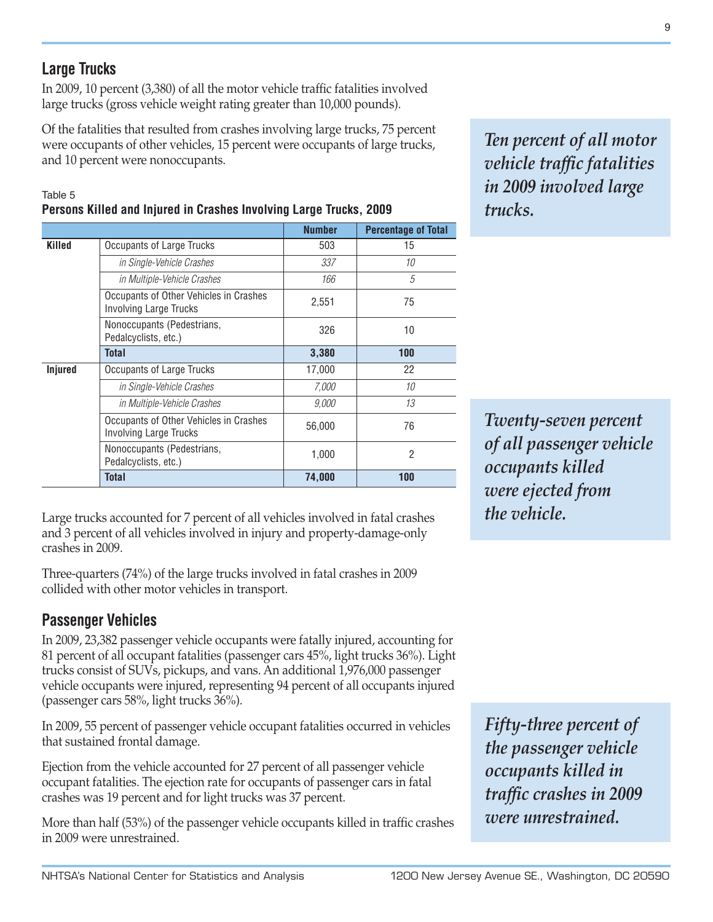## Large Trucks

In 2009, 10 percent (3,380) of all the motor vehicle traffic fatalities involved large trucks (gross vehicle weight rating greater than 10,000 pounds).

Of the fatalities that resulted from crashes involving large trucks, 75 percent were occupants of other vehicles, 15 percent were occupants of large trucks, and 10 percent were nonoccupants.

*Ten percent of all motor vehicle traffic fatalities in 2009 involved large trucks.*

Table 5
**Persons Killed and Injured in Crashes Involving Large Trucks, 2009**

| | | Number | Percentage of Total |
|---|---|---|---|
| **Killed** | Occupants of Large Trucks | 503 | 15 |
| | *in Single-Vehicle Crashes* | *337* | *10* |
| | *in Multiple-Vehicle Crashes* | *166* | *5* |
| | Occupants of Other Vehicles in Crashes Involving Large Trucks | 2,551 | 75 |
| | Nonoccupants (Pedestrians, Pedalcyclists, etc.) | 326 | 10 |
| | **Total** | **3,380** | **100** |
| **Injured** | Occupants of Large Trucks | 17,000 | 22 |
| | *in Single-Vehicle Crashes* | *7,000* | *10* |
| | *in Multiple-Vehicle Crashes* | *9,000* | *13* |
| | Occupants of Other Vehicles in Crashes Involving Large Trucks | 56,000 | 76 |
| | Nonoccupants (Pedestrians, Pedalcyclists, etc.) | 1,000 | 2 |
| | **Total** | **74,000** | **100** |

Large trucks accounted for 7 percent of all vehicles involved in fatal crashes and 3 percent of all vehicles involved in injury and property-damage-only crashes in 2009.

Three-quarters (74%) of the large trucks involved in fatal crashes in 2009 collided with other motor vehicles in transport.

*Twenty-seven percent of all passenger vehicle occupants killed were ejected from the vehicle.*

## Passenger Vehicles

In 2009, 23,382 passenger vehicle occupants were fatally injured, accounting for 81 percent of all occupant fatalities (passenger cars 45%, light trucks 36%). Light trucks consist of SUVs, pickups, and vans. An additional 1,976,000 passenger vehicle occupants were injured, representing 94 percent of all occupants injured (passenger cars 58%, light trucks 36%).

In 2009, 55 percent of passenger vehicle occupant fatalities occurred in vehicles that sustained frontal damage.

Ejection from the vehicle accounted for 27 percent of all passenger vehicle occupant fatalities. The ejection rate for occupants of passenger cars in fatal crashes was 19 percent and for light trucks was 37 percent.

More than half (53%) of the passenger vehicle occupants killed in traffic crashes in 2009 were unrestrained.

*Fifty-three percent of the passenger vehicle occupants killed in traffic crashes in 2009 were unrestrained.*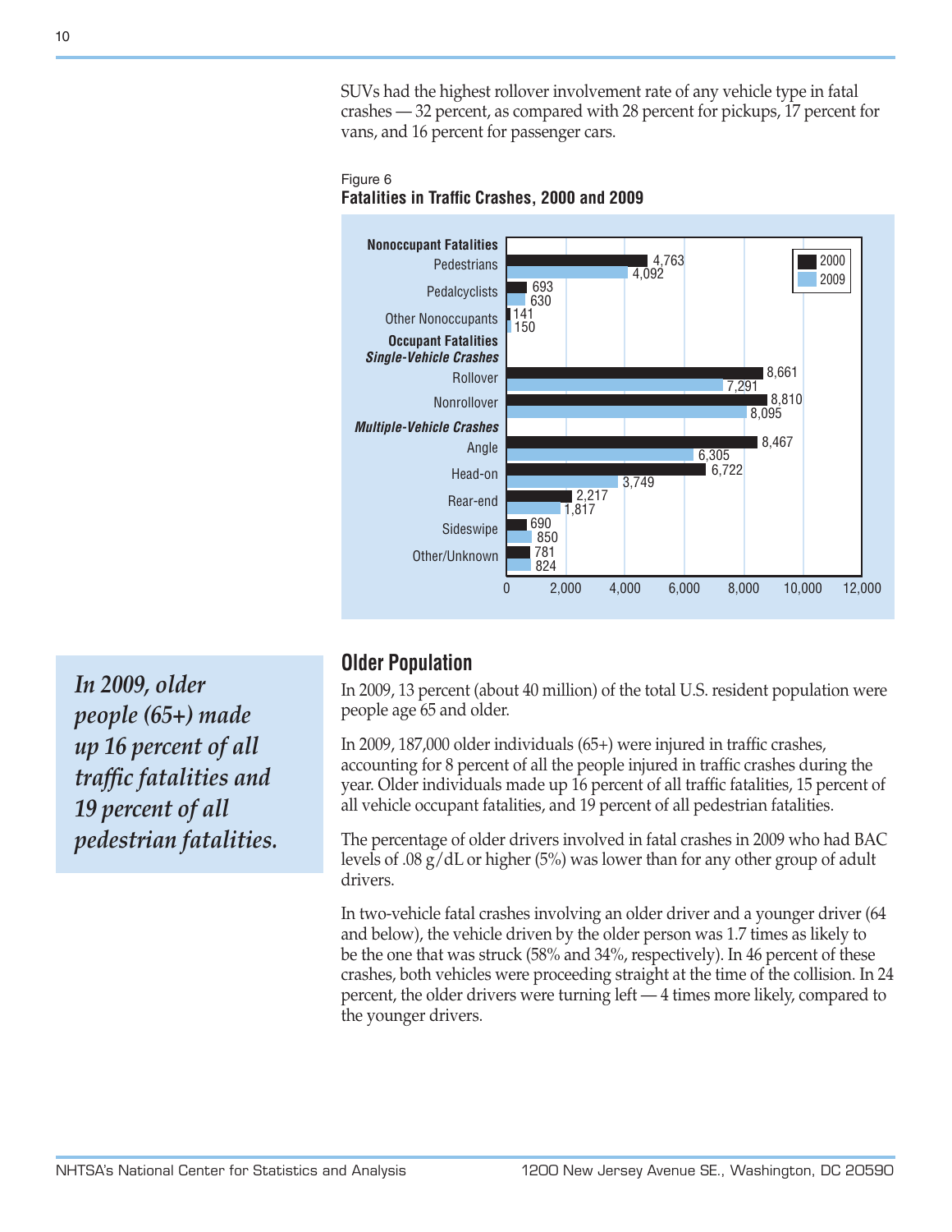SUVs had the highest rollover involvement rate of any vehicle type in fatal crashes — 32 percent, as compared with 28 percent for pickups, 17 percent for vans, and 16 percent for passenger cars.

Figure 6
**Fatalities in Traffic Crashes, 2000 and 2009**

| | 2000 | 2009 |
|---|---|---|
| **Nonoccupant Fatalities** | | |
| Pedestrians | 4,763 | 4,092 |
| Pedalcyclists | 693 | 630 |
| Other Nonoccupants | 141 | 150 |
| **Occupant Fatalities** | | |
| ***Single-Vehicle Crashes*** | | |
| Rollover | 8,661 | 7,291 |
| Nonrollover | 8,810 | 8,095 |
| ***Multiple-Vehicle Crashes*** | | |
| Angle | 8,467 | 6,305 |
| Head-on | 6,722 | 3,749 |
| Rear-end | 2,217 | 1,817 |
| Sideswipe | 690 | 850 |
| Other/Unknown | 781 | 824 |

## Older Population

*In 2009, older people (65+) made up 16 percent of all traffic fatalities and 19 percent of all pedestrian fatalities.*

In 2009, 13 percent (about 40 million) of the total U.S. resident population were people age 65 and older.

In 2009, 187,000 older individuals (65+) were injured in traffic crashes, accounting for 8 percent of all the people injured in traffic crashes during the year. Older individuals made up 16 percent of all traffic fatalities, 15 percent of all vehicle occupant fatalities, and 19 percent of all pedestrian fatalities.

The percentage of older drivers involved in fatal crashes in 2009 who had BAC levels of .08 g/dL or higher (5%) was lower than for any other group of adult drivers.

In two-vehicle fatal crashes involving an older driver and a younger driver (64 and below), the vehicle driven by the older person was 1.7 times as likely to be the one that was struck (58% and 34%, respectively). In 46 percent of these crashes, both vehicles were proceeding straight at the time of the collision. In 24 percent, the older drivers were turning left — 4 times more likely, compared to the younger drivers.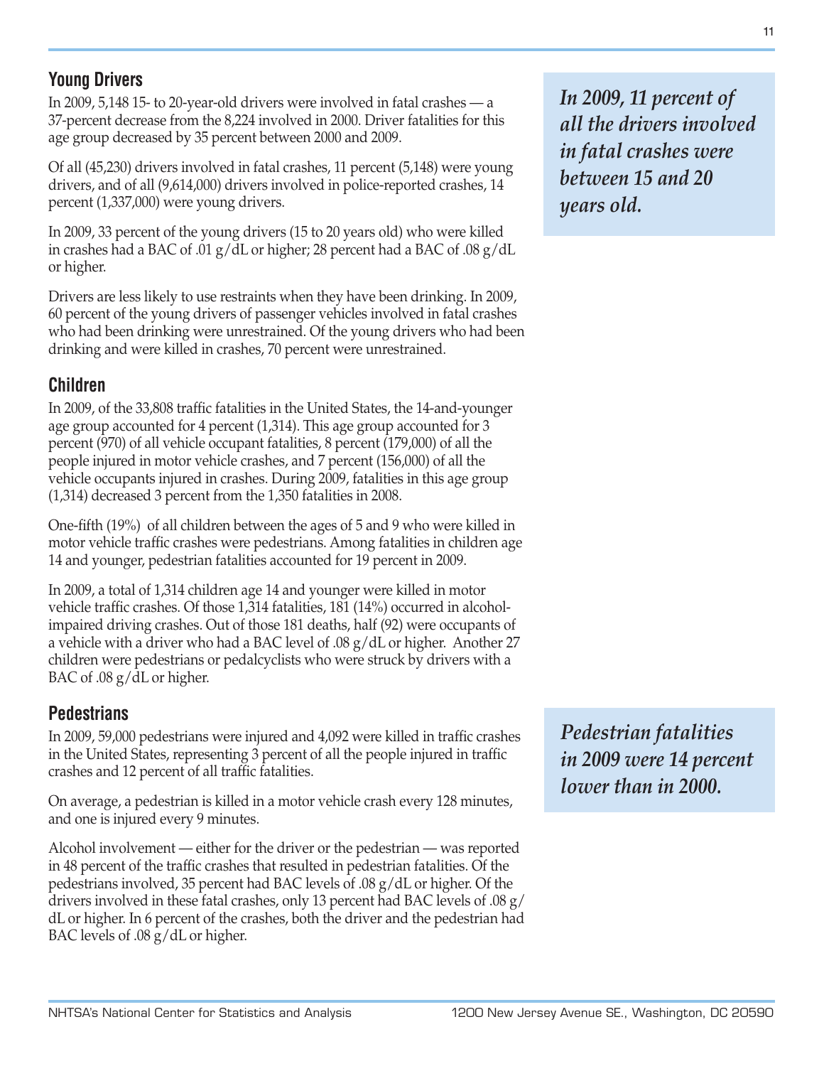## Young Drivers

In 2009, 5,148 15- to 20-year-old drivers were involved in fatal crashes — a 37-percent decrease from the 8,224 involved in 2000. Driver fatalities for this age group decreased by 35 percent between 2000 and 2009.

*In 2009, 11 percent of all the drivers involved in fatal crashes were between 15 and 20 years old.*

Of all (45,230) drivers involved in fatal crashes, 11 percent (5,148) were young drivers, and of all (9,614,000) drivers involved in police-reported crashes, 14 percent (1,337,000) were young drivers.

In 2009, 33 percent of the young drivers (15 to 20 years old) who were killed in crashes had a BAC of .01 g/dL or higher; 28 percent had a BAC of .08 g/dL or higher.

Drivers are less likely to use restraints when they have been drinking. In 2009, 60 percent of the young drivers of passenger vehicles involved in fatal crashes who had been drinking were unrestrained. Of the young drivers who had been drinking and were killed in crashes, 70 percent were unrestrained.

## Children

In 2009, of the 33,808 traffic fatalities in the United States, the 14-and-younger age group accounted for 4 percent (1,314). This age group accounted for 3 percent (970) of all vehicle occupant fatalities, 8 percent (179,000) of all the people injured in motor vehicle crashes, and 7 percent (156,000) of all the vehicle occupants injured in crashes. During 2009, fatalities in this age group (1,314) decreased 3 percent from the 1,350 fatalities in 2008.

One-fifth (19%) of all children between the ages of 5 and 9 who were killed in motor vehicle traffic crashes were pedestrians. Among fatalities in children age 14 and younger, pedestrian fatalities accounted for 19 percent in 2009.

In 2009, a total of 1,314 children age 14 and younger were killed in motor vehicle traffic crashes. Of those 1,314 fatalities, 181 (14%) occurred in alcohol-impaired driving crashes. Out of those 181 deaths, half (92) were occupants of a vehicle with a driver who had a BAC level of .08 g/dL or higher. Another 27 children were pedestrians or pedalcyclists who were struck by drivers with a BAC of .08 g/dL or higher.

## Pedestrians

In 2009, 59,000 pedestrians were injured and 4,092 were killed in traffic crashes in the United States, representing 3 percent of all the people injured in traffic crashes and 12 percent of all traffic fatalities.

*Pedestrian fatalities in 2009 were 14 percent lower than in 2000.*

On average, a pedestrian is killed in a motor vehicle crash every 128 minutes, and one is injured every 9 minutes.

Alcohol involvement — either for the driver or the pedestrian — was reported in 48 percent of the traffic crashes that resulted in pedestrian fatalities. Of the pedestrians involved, 35 percent had BAC levels of .08 g/dL or higher. Of the drivers involved in these fatal crashes, only 13 percent had BAC levels of .08 g/dL or higher. In 6 percent of the crashes, both the driver and the pedestrian had BAC levels of .08 g/dL or higher.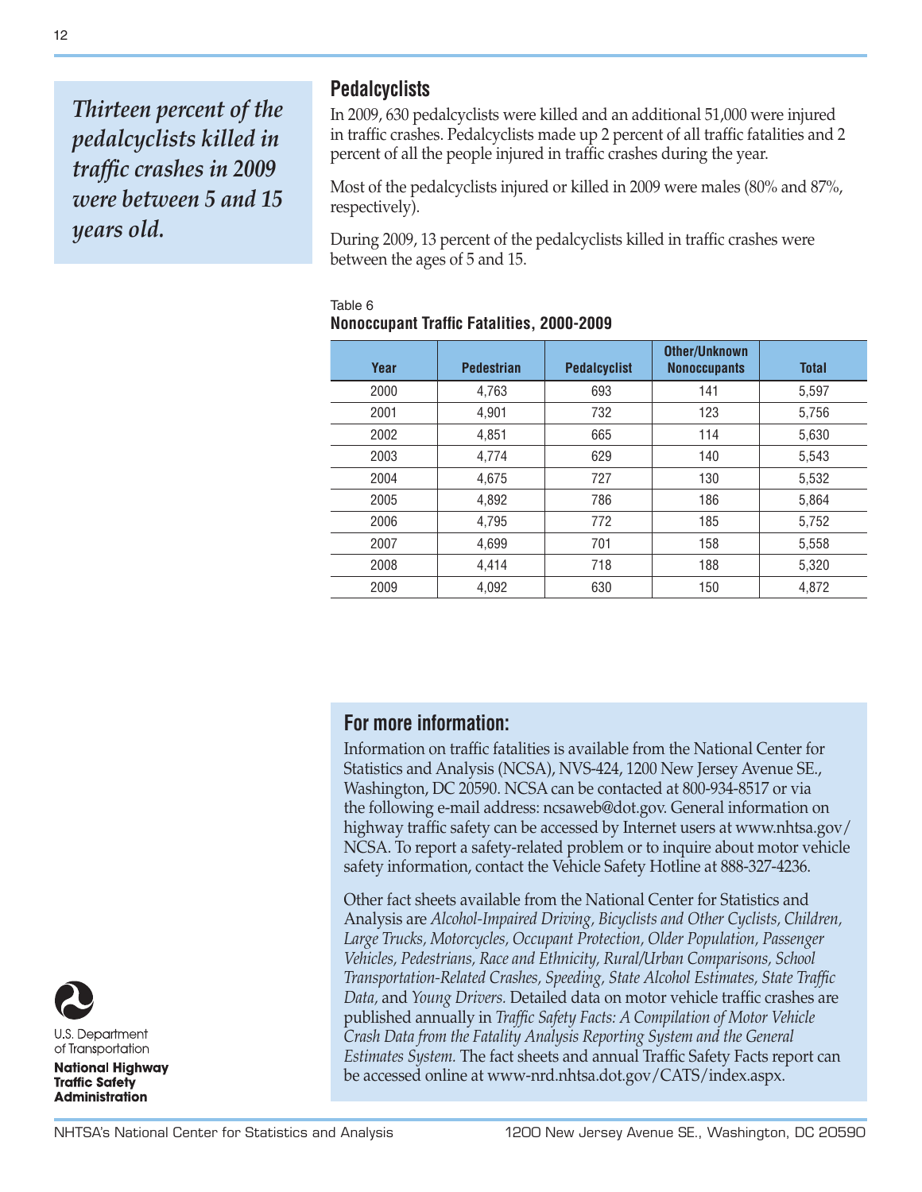*Thirteen percent of the pedalcyclists killed in traffic crashes in 2009 were between 5 and 15 years old.*

## Pedalcyclists

In 2009, 630 pedalcyclists were killed and an additional 51,000 were injured in traffic crashes. Pedalcyclists made up 2 percent of all traffic fatalities and 2 percent of all the people injured in traffic crashes during the year.

Most of the pedalcyclists injured or killed in 2009 were males (80% and 87%, respectively).

During 2009, 13 percent of the pedalcyclists killed in traffic crashes were between the ages of 5 and 15.

Table 6
**Nonoccupant Traffic Fatalities, 2000-2009**

| Year | Pedestrian | Pedalcyclist | Other/Unknown Nonoccupants | Total |
|---|---|---|---|---|
| 2000 | 4,763 | 693 | 141 | 5,597 |
| 2001 | 4,901 | 732 | 123 | 5,756 |
| 2002 | 4,851 | 665 | 114 | 5,630 |
| 2003 | 4,774 | 629 | 140 | 5,543 |
| 2004 | 4,675 | 727 | 130 | 5,532 |
| 2005 | 4,892 | 786 | 186 | 5,864 |
| 2006 | 4,795 | 772 | 185 | 5,752 |
| 2007 | 4,699 | 701 | 158 | 5,558 |
| 2008 | 4,414 | 718 | 188 | 5,320 |
| 2009 | 4,092 | 630 | 150 | 4,872 |

## For more information:

Information on traffic fatalities is available from the National Center for Statistics and Analysis (NCSA), NVS-424, 1200 New Jersey Avenue SE., Washington, DC 20590. NCSA can be contacted at 800-934-8517 or via the following e-mail address: ncsaweb@dot.gov. General information on highway traffic safety can be accessed by Internet users at www.nhtsa.gov/NCSA. To report a safety-related problem or to inquire about motor vehicle safety information, contact the Vehicle Safety Hotline at 888-327-4236.

Other fact sheets available from the National Center for Statistics and Analysis are *Alcohol-Impaired Driving, Bicyclists and Other Cyclists, Children, Large Trucks, Motorcycles, Occupant Protection, Older Population, Passenger Vehicles, Pedestrians, Race and Ethnicity, Rural/Urban Comparisons, School Transportation-Related Crashes, Speeding, State Alcohol Estimates, State Traffic Data,* and *Young Drivers.* Detailed data on motor vehicle traffic crashes are published annually in *Traffic Safety Facts: A Compilation of Motor Vehicle Crash Data from the Fatality Analysis Reporting System and the General Estimates System.* The fact sheets and annual Traffic Safety Facts report can be accessed online at www-nrd.nhtsa.dot.gov/CATS/index.aspx.

U.S. Department of Transportation
**National Highway Traffic Safety Administration**